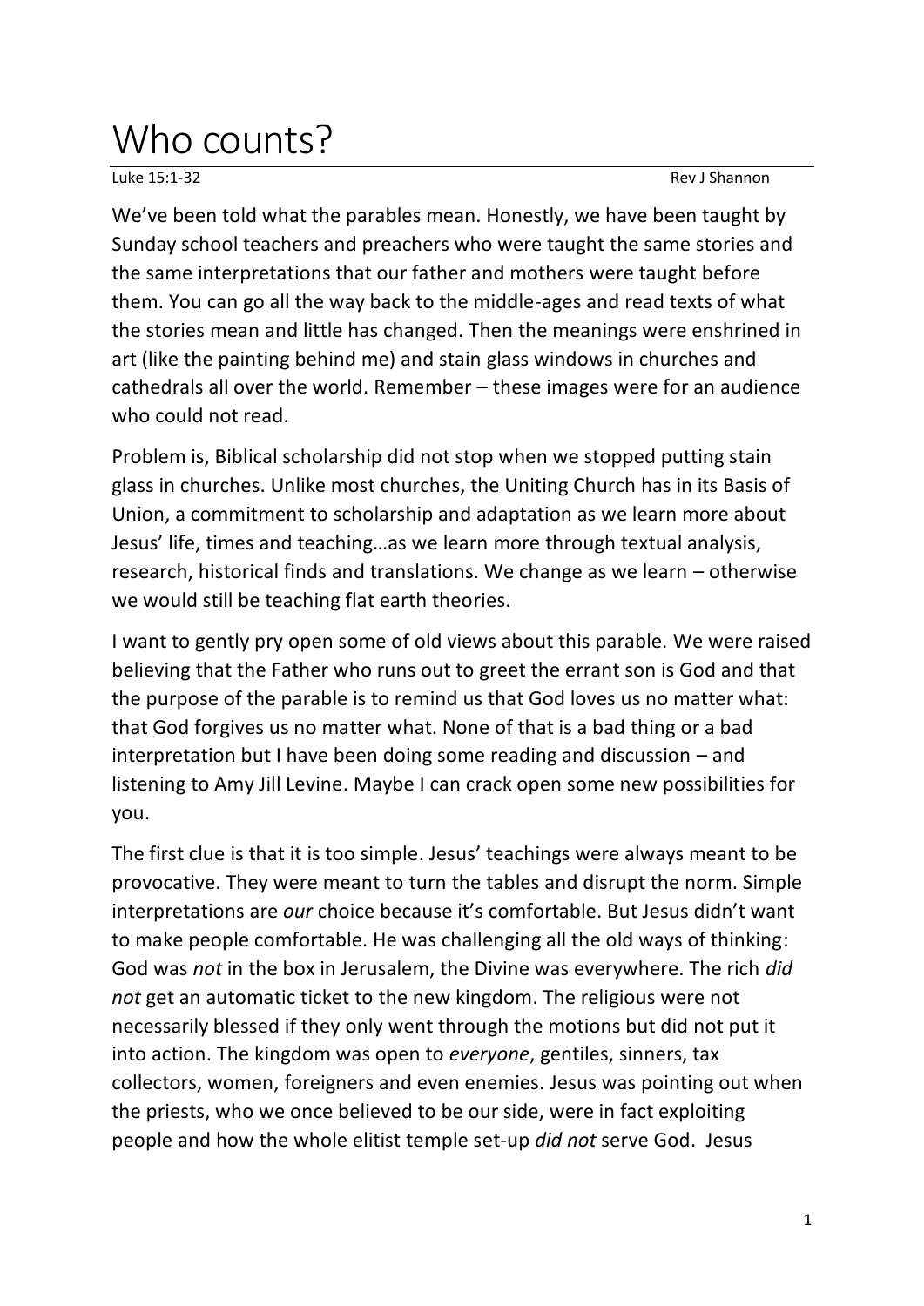# Who counts?

Luke 15:1-32 Rev J Shannon

We've been told what the parables mean. Honestly, we have been taught by Sunday school teachers and preachers who were taught the same stories and the same interpretations that our father and mothers were taught before them. You can go all the way back to the middle-ages and read texts of what the stories mean and little has changed. Then the meanings were enshrined in art (like the painting behind me) and stain glass windows in churches and cathedrals all over the world. Remember – these images were for an audience who could not read.

Problem is, Biblical scholarship did not stop when we stopped putting stain glass in churches. Unlike most churches, the Uniting Church has in its Basis of Union, a commitment to scholarship and adaptation as we learn more about Jesus' life, times and teaching…as we learn more through textual analysis, research, historical finds and translations. We change as we learn – otherwise we would still be teaching flat earth theories.

I want to gently pry open some of old views about this parable. We were raised believing that the Father who runs out to greet the errant son is God and that the purpose of the parable is to remind us that God loves us no matter what: that God forgives us no matter what. None of that is a bad thing or a bad interpretation but I have been doing some reading and discussion – and listening to Amy Jill Levine. Maybe I can crack open some new possibilities for you.

The first clue is that it is too simple. Jesus' teachings were always meant to be provocative. They were meant to turn the tables and disrupt the norm. Simple interpretations are *our* choice because it's comfortable. But Jesus didn't want to make people comfortable. He was challenging all the old ways of thinking: God was *not* in the box in Jerusalem, the Divine was everywhere. The rich *did not* get an automatic ticket to the new kingdom. The religious were not necessarily blessed if they only went through the motions but did not put it into action. The kingdom was open to *everyone*, gentiles, sinners, tax collectors, women, foreigners and even enemies. Jesus was pointing out when the priests, who we once believed to be our side, were in fact exploiting people and how the whole elitist temple set-up *did not* serve God. Jesus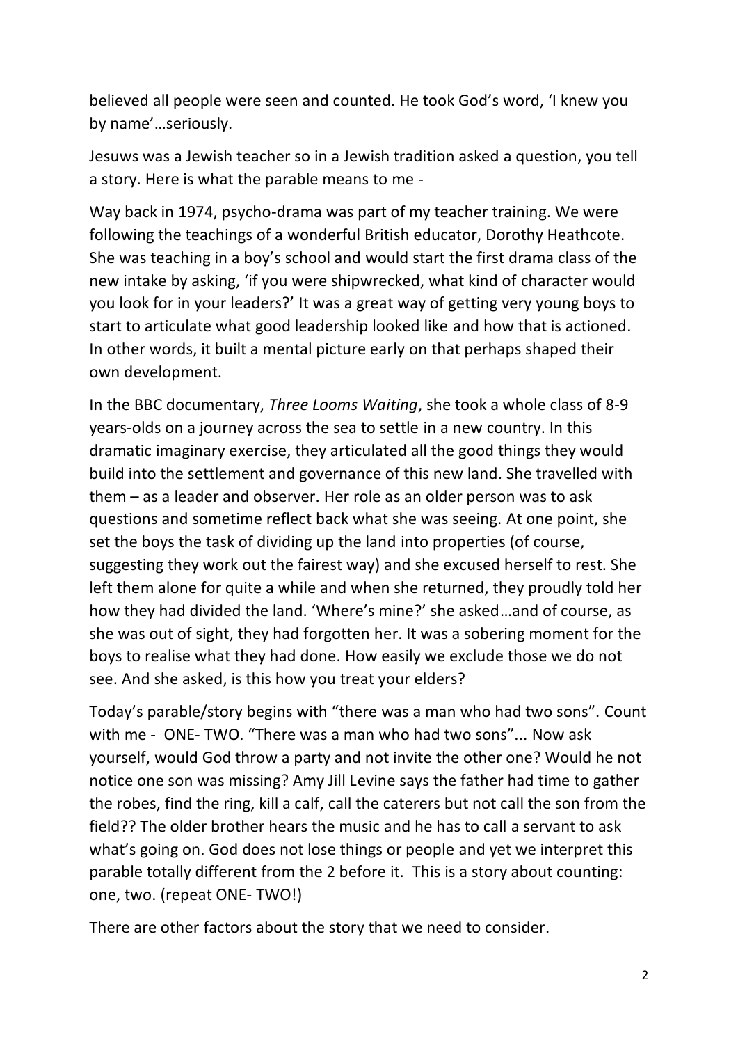believed all people were seen and counted. He took God's word, 'I knew you by name'…seriously.

Jesuws was a Jewish teacher so in a Jewish tradition asked a question, you tell a story. Here is what the parable means to me -

Way back in 1974, psycho-drama was part of my teacher training. We were following the teachings of a wonderful British educator, Dorothy Heathcote. She was teaching in a boy's school and would start the first drama class of the new intake by asking, 'if you were shipwrecked, what kind of character would you look for in your leaders?' It was a great way of getting very young boys to start to articulate what good leadership looked like and how that is actioned. In other words, it built a mental picture early on that perhaps shaped their own development.

In the BBC documentary, *Three Looms Waiting*, she took a whole class of 8-9 years-olds on a journey across the sea to settle in a new country. In this dramatic imaginary exercise, they articulated all the good things they would build into the settlement and governance of this new land. She travelled with them – as a leader and observer. Her role as an older person was to ask questions and sometime reflect back what she was seeing. At one point, she set the boys the task of dividing up the land into properties (of course, suggesting they work out the fairest way) and she excused herself to rest. She left them alone for quite a while and when she returned, they proudly told her how they had divided the land. 'Where's mine?' she asked…and of course, as she was out of sight, they had forgotten her. It was a sobering moment for the boys to realise what they had done. How easily we exclude those we do not see. And she asked, is this how you treat your elders?

Today's parable/story begins with "there was a man who had two sons". Count with me - ONE- TWO. "There was a man who had two sons"... Now ask yourself, would God throw a party and not invite the other one? Would he not notice one son was missing? Amy Jill Levine says the father had time to gather the robes, find the ring, kill a calf, call the caterers but not call the son from the field?? The older brother hears the music and he has to call a servant to ask what's going on. God does not lose things or people and yet we interpret this parable totally different from the 2 before it. This is a story about counting: one, two. (repeat ONE- TWO!)

There are other factors about the story that we need to consider.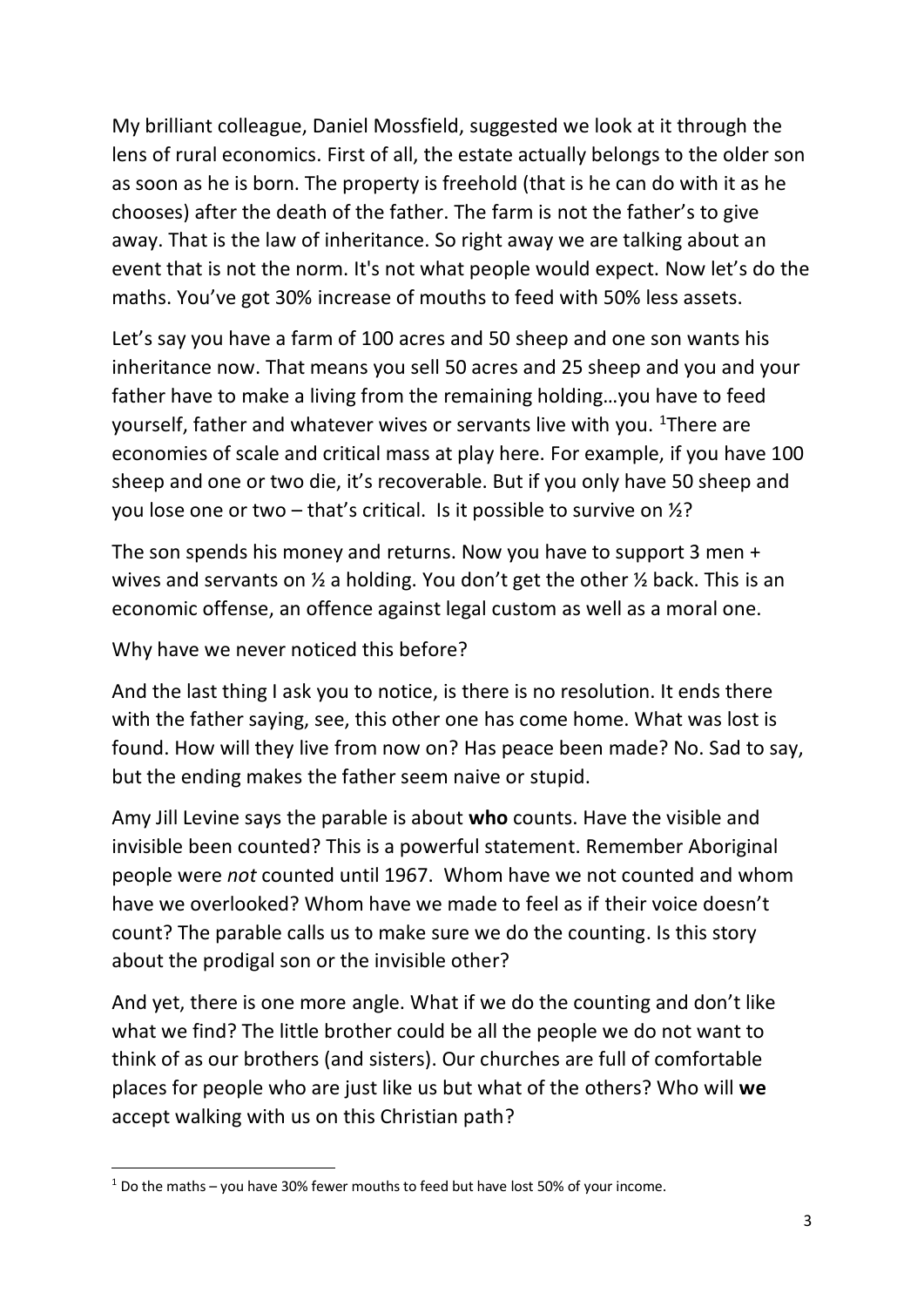My brilliant colleague, Daniel Mossfield, suggested we look at it through the lens of rural economics. First of all, the estate actually belongs to the older son as soon as he is born. The property is freehold (that is he can do with it as he chooses) after the death of the father. The farm is not the father's to give away. That is the law of inheritance. So right away we are talking about an event that is not the norm. It's not what people would expect. Now let's do the maths. You've got 30% increase of mouths to feed with 50% less assets.

Let's say you have a farm of 100 acres and 50 sheep and one son wants his inheritance now. That means you sell 50 acres and 25 sheep and you and your father have to make a living from the remaining holding…you have to feed yourself, father and whatever wives or servants live with you. [1]There are economies of scale and critical mass at play here. For example, if you have 100 sheep and one or two die, it's recoverable. But if you only have 50 sheep and you lose one or two – that's critical. Is it possible to survive on ½?

The son spends his money and returns. Now you have to support 3 men + wives and servants on ½ a holding. You don't get the other ½ back. This is an economic offense, an offence against legal custom as well as a moral one.

Why have we never noticed this before?

And the last thing I ask you to notice, is there is no resolution. It ends there with the father saying, see, this other one has come home. What was lost is found. How will they live from now on? Has peace been made? No. Sad to say, but the ending makes the father seem naive or stupid.

Amy Jill Levine says the parable is about **who** counts. Have the visible and invisible been counted? This is a powerful statement. Remember Aboriginal people were *not* counted until 1967. Whom have we not counted and whom have we overlooked? Whom have we made to feel as if their voice doesn't count? The parable calls us to make sure we do the counting. Is this story about the prodigal son or the invisible other?

And yet, there is one more angle. What if we do the counting and don't like what we find? The little brother could be all the people we do not want to think of as our brothers (and sisters). Our churches are full of comfortable places for people who are just like us but what of the others? Who will **we** accept walking with us on this Christian path?

---

[1] Do the maths – you have 30% fewer mouths to feed but have lost 50% of your income.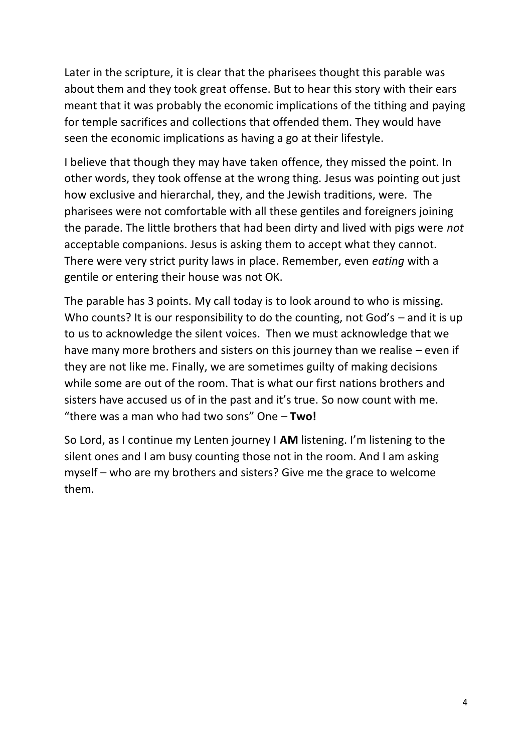Later in the scripture, it is clear that the pharisees thought this parable was about them and they took great offense. But to hear this story with their ears meant that it was probably the economic implications of the tithing and paying for temple sacrifices and collections that offended them. They would have seen the economic implications as having a go at their lifestyle.

I believe that though they may have taken offence, they missed the point. In other words, they took offense at the wrong thing. Jesus was pointing out just how exclusive and hierarchal, they, and the Jewish traditions, were. The pharisees were not comfortable with all these gentiles and foreigners joining the parade. The little brothers that had been dirty and lived with pigs were *not* acceptable companions. Jesus is asking them to accept what they cannot. There were very strict purity laws in place. Remember, even *eating* with a gentile or entering their house was not OK.

The parable has 3 points. My call today is to look around to who is missing. Who counts? It is our responsibility to do the counting, not God's – and it is up to us to acknowledge the silent voices. Then we must acknowledge that we have many more brothers and sisters on this journey than we realise – even if they are not like me. Finally, we are sometimes guilty of making decisions while some are out of the room. That is what our first nations brothers and sisters have accused us of in the past and it's true. So now count with me. "there was a man who had two sons" One – **Two!**

So Lord, as I continue my Lenten journey I **AM** listening. I'm listening to the silent ones and I am busy counting those not in the room. And I am asking myself – who are my brothers and sisters? Give me the grace to welcome them.